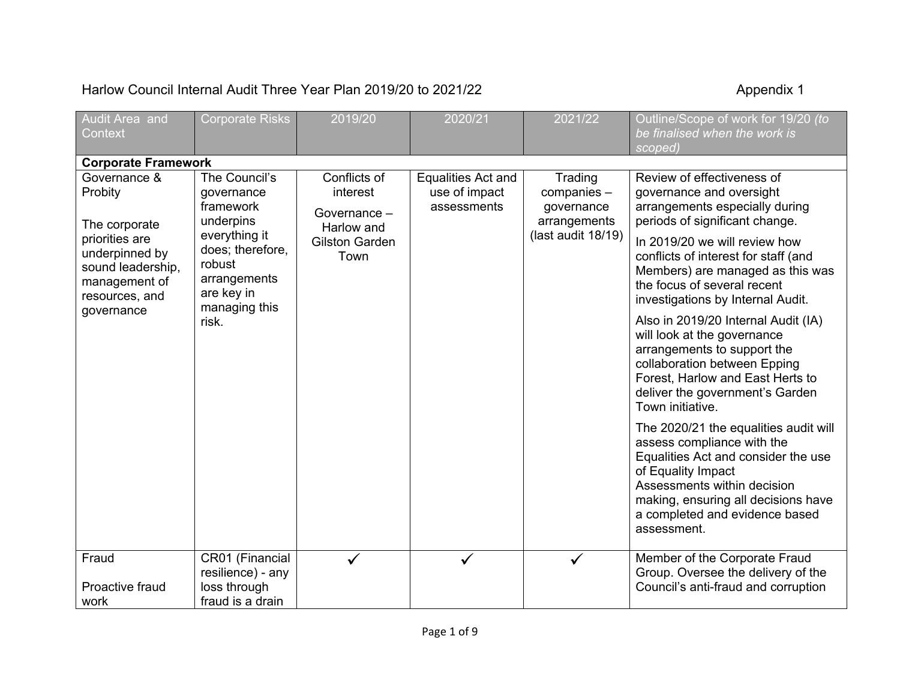Harlow Council Internal Audit Three Year Plan 2019/20 to 2021/22 Appendix 1

| Audit Area and Context | Corporate Risks | 2019/20 | 2020/21 | 2021/22 | Outline/Scope of work for 19/20 *(to be finalised when the work is scoped)* |
|---|---|---|---|---|---|
| **Corporate Framework** | | | | | |
| Governance & Probity<br><br>The corporate priorities are underpinned by sound leadership, management of resources, and governance | The Council's governance framework underpins everything it does; therefore, robust arrangements are key in managing this risk. | Conflicts of interest<br><br>Governance – Harlow and Gilston Garden Town | Equalities Act and use of impact assessments | Trading companies – governance arrangements (last audit 18/19) | Review of effectiveness of governance and oversight arrangements especially during periods of significant change.<br><br>In 2019/20 we will review how conflicts of interest for staff (and Members) are managed as this was the focus of several recent investigations by Internal Audit.<br><br>Also in 2019/20 Internal Audit (IA) will look at the governance arrangements to support the collaboration between Epping Forest, Harlow and East Herts to deliver the government's Garden Town initiative.<br><br>The 2020/21 the equalities audit will assess compliance with the Equalities Act and consider the use of Equality Impact Assessments within decision making, ensuring all decisions have a completed and evidence based assessment. |
| Fraud<br><br>Proactive fraud work | CR01 (Financial resilience) - any loss through fraud is a drain | ✓ | ✓ | ✓ | Member of the Corporate Fraud Group. Oversee the delivery of the Council's anti-fraud and corruption |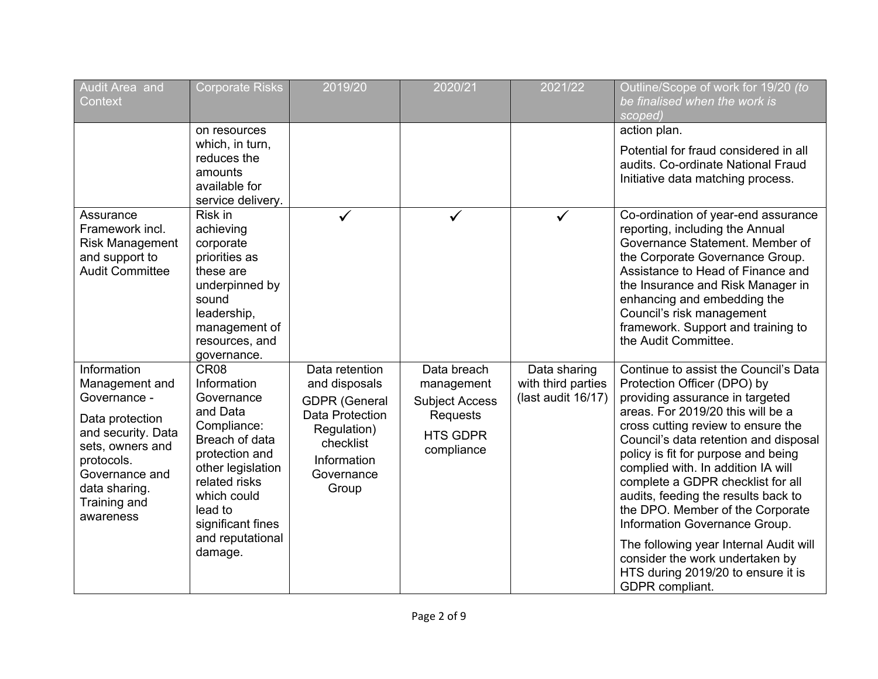| Audit Area and Context | Corporate Risks | 2019/20 | 2020/21 | 2021/22 | Outline/Scope of work for 19/20 *(to be finalised when the work is scoped)* |
|---|---|---|---|---|---|
| | on resources which, in turn, reduces the amounts available for service delivery. | | | | action plan.<br><br>Potential for fraud considered in all audits. Co-ordinate National Fraud Initiative data matching process. |
| Assurance Framework incl. Risk Management and support to Audit Committee | Risk in achieving corporate priorities as these are underpinned by sound leadership, management of resources, and governance. | ✓ | ✓ | ✓ | Co-ordination of year-end assurance reporting, including the Annual Governance Statement. Member of the Corporate Governance Group. Assistance to Head of Finance and the Insurance and Risk Manager in enhancing and embedding the Council's risk management framework. Support and training to the Audit Committee. |
| Information Management and Governance -<br><br>Data protection and security. Data sets, owners and protocols. Governance and data sharing. Training and awareness | CR08 Information Governance and Data Compliance: Breach of data protection and other legislation related risks which could lead to significant fines and reputational damage. | Data retention and disposals<br><br>GDPR (General Data Protection Regulation) checklist<br><br>Information Governance Group | Data breach management<br><br>Subject Access Requests<br><br>HTS GDPR compliance | Data sharing with third parties (last audit 16/17) | Continue to assist the Council's Data Protection Officer (DPO) by providing assurance in targeted areas. For 2019/20 this will be a cross cutting review to ensure the Council's data retention and disposal policy is fit for purpose and being complied with. In addition IA will complete a GDPR checklist for all audits, feeding the results back to the DPO. Member of the Corporate Information Governance Group.<br><br>The following year Internal Audit will consider the work undertaken by HTS during 2019/20 to ensure it is GDPR compliant. |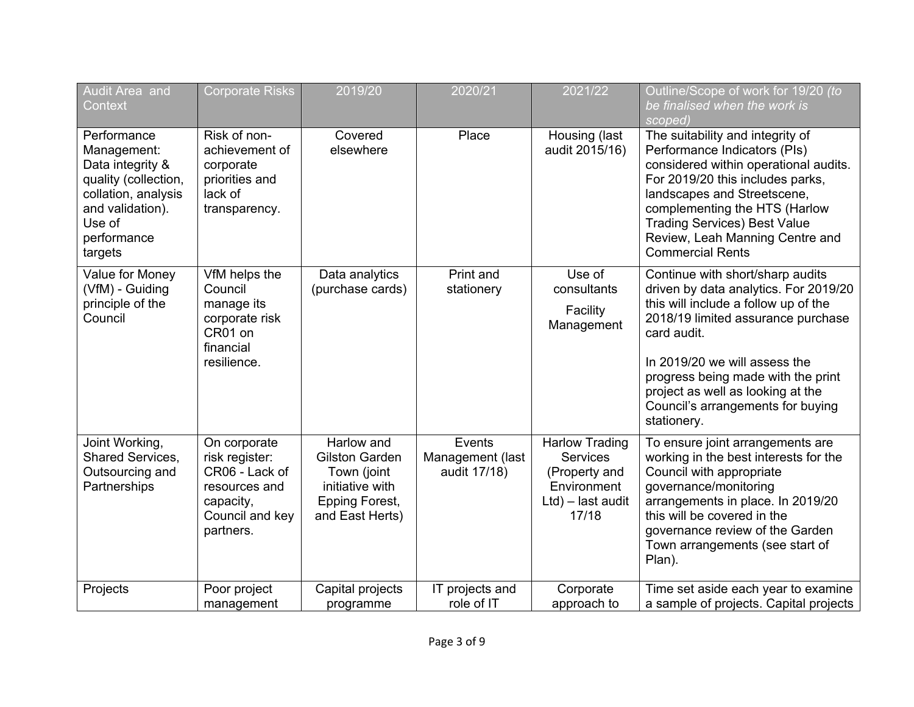| Audit Area and Context | Corporate Risks | 2019/20 | 2020/21 | 2021/22 | Outline/Scope of work for 19/20 *(to be finalised when the work is scoped)* |
|---|---|---|---|---|---|
| Performance Management: Data integrity & quality (collection, collation, analysis and validation). Use of performance targets | Risk of non-achievement of corporate priorities and lack of transparency. | Covered elsewhere | Place | Housing (last audit 2015/16) | The suitability and integrity of Performance Indicators (PIs) considered within operational audits. For 2019/20 this includes parks, landscapes and Streetscene, complementing the HTS (Harlow Trading Services) Best Value Review, Leah Manning Centre and Commercial Rents |
| Value for Money (VfM) - Guiding principle of the Council | VfM helps the Council manage its corporate risk CR01 on financial resilience. | Data analytics (purchase cards) | Print and stationery | Use of consultants<br><br>Facility Management | Continue with short/sharp audits driven by data analytics. For 2019/20 this will include a follow up of the 2018/19 limited assurance purchase card audit.<br><br>In 2019/20 we will assess the progress being made with the print project as well as looking at the Council's arrangements for buying stationery. |
| Joint Working, Shared Services, Outsourcing and Partnerships | On corporate risk register: CR06 - Lack of resources and capacity, Council and key partners. | Harlow and Gilston Garden Town (joint initiative with Epping Forest, and East Herts) | Events Management (last audit 17/18) | Harlow Trading Services (Property and Environment Ltd) – last audit 17/18 | To ensure joint arrangements are working in the best interests for the Council with appropriate governance/monitoring arrangements in place. In 2019/20 this will be covered in the governance review of the Garden Town arrangements (see start of Plan). |
| Projects | Poor project management | Capital projects programme | IT projects and role of IT | Corporate approach to | Time set aside each year to examine a sample of projects. Capital projects |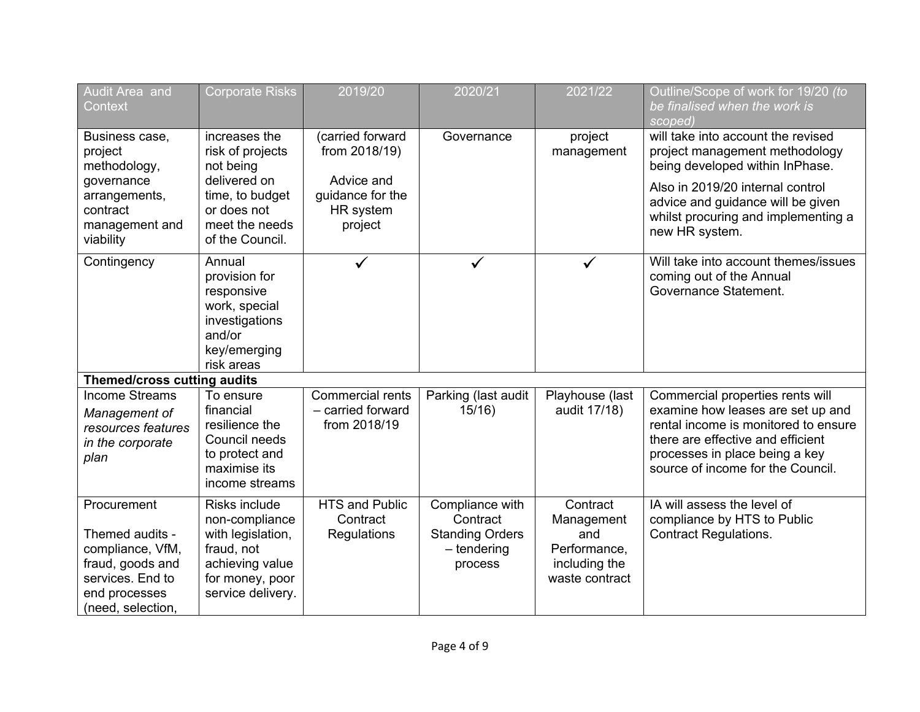| Audit Area and Context | Corporate Risks | 2019/20 | 2020/21 | 2021/22 | Outline/Scope of work for 19/20 *(to be finalised when the work is scoped)* |
|---|---|---|---|---|---|
| Business case, project methodology, governance arrangements, contract management and viability | increases the risk of projects not being delivered on time, to budget or does not meet the needs of the Council. | (carried forward from 2018/19)<br><br>Advice and guidance for the HR system project | Governance | project management | will take into account the revised project management methodology being developed within InPhase.<br><br>Also in 2019/20 internal control advice and guidance will be given whilst procuring and implementing a new HR system. |
| Contingency | Annual provision for responsive work, special investigations and/or key/emerging risk areas | ✓ | ✓ | ✓ | Will take into account themes/issues coming out of the Annual Governance Statement. |
| **Themed/cross cutting audits** | | | | | |
| Income Streams<br>*Management of resources features in the corporate plan* | To ensure financial resilience the Council needs to protect and maximise its income streams | Commercial rents – carried forward from 2018/19 | Parking (last audit 15/16) | Playhouse (last audit 17/18) | Commercial properties rents will examine how leases are set up and rental income is monitored to ensure there are effective and efficient processes in place being a key source of income for the Council. |
| Procurement<br><br>Themed audits - compliance, VfM, fraud, goods and services. End to end processes (need, selection, | Risks include non-compliance with legislation, fraud, not achieving value for money, poor service delivery. | HTS and Public Contract Regulations | Compliance with Contract Standing Orders – tendering process | Contract Management and Performance, including the waste contract | IA will assess the level of compliance by HTS to Public Contract Regulations. |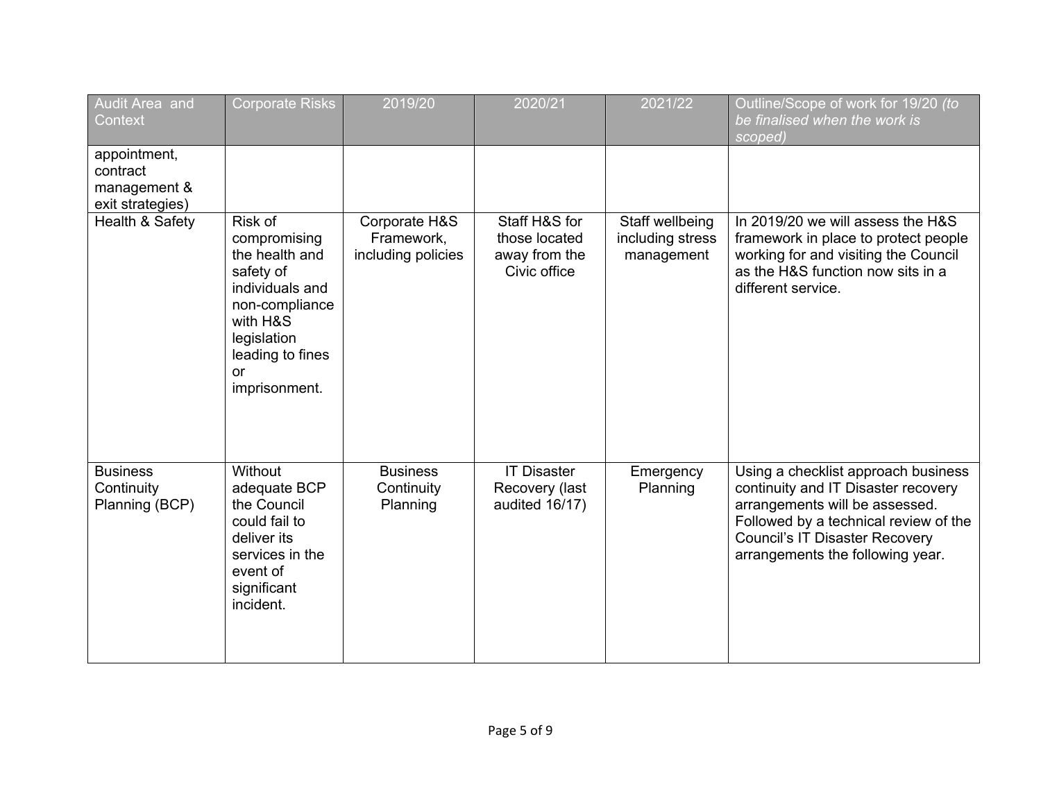| Audit Area and Context | Corporate Risks | 2019/20 | 2020/21 | 2021/22 | Outline/Scope of work for 19/20 *(to be finalised when the work is scoped)* |
|---|---|---|---|---|---|
| appointment, contract management & exit strategies) | | | | | |
| Health & Safety | Risk of compromising the health and safety of individuals and non-compliance with H&S legislation leading to fines or imprisonment. | Corporate H&S Framework, including policies | Staff H&S for those located away from the Civic office | Staff wellbeing including stress management | In 2019/20 we will assess the H&S framework in place to protect people working for and visiting the Council as the H&S function now sits in a different service. |
| Business Continuity Planning (BCP) | Without adequate BCP the Council could fail to deliver its services in the event of significant incident. | Business Continuity Planning | IT Disaster Recovery (last audited 16/17) | Emergency Planning | Using a checklist approach business continuity and IT Disaster recovery arrangements will be assessed. Followed by a technical review of the Council's IT Disaster Recovery arrangements the following year. |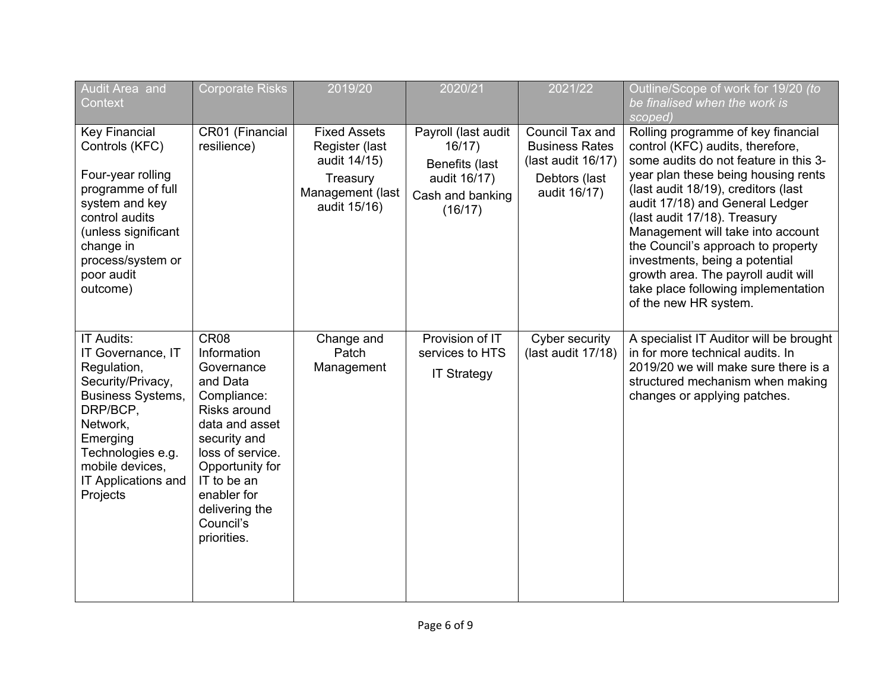| Audit Area and Context | Corporate Risks | 2019/20 | 2020/21 | 2021/22 | Outline/Scope of work for 19/20 *(to be finalised when the work is scoped)* |
|---|---|---|---|---|---|
| Key Financial Controls (KFC)<br><br>Four-year rolling programme of full system and key control audits (unless significant change in process/system or poor audit outcome) | CR01 (Financial resilience) | Fixed Assets Register (last audit 14/15)<br>Treasury Management (last audit 15/16) | Payroll (last audit 16/17)<br>Benefits (last audit 16/17)<br>Cash and banking (16/17) | Council Tax and Business Rates (last audit 16/17)<br>Debtors (last audit 16/17) | Rolling programme of key financial control (KFC) audits, therefore, some audits do not feature in this 3-year plan these being housing rents (last audit 18/19), creditors (last audit 17/18) and General Ledger (last audit 17/18). Treasury Management will take into account the Council's approach to property investments, being a potential growth area. The payroll audit will take place following implementation of the new HR system. |
| IT Audits:<br>IT Governance, IT Regulation, Security/Privacy, Business Systems, DRP/BCP, Network, Emerging Technologies e.g. mobile devices, IT Applications and Projects | CR08 Information Governance and Data Compliance: Risks around data and asset security and loss of service. Opportunity for IT to be an enabler for delivering the Council's priorities. | Change and Patch Management | Provision of IT services to HTS<br>IT Strategy | Cyber security (last audit 17/18) | A specialist IT Auditor will be brought in for more technical audits. In 2019/20 we will make sure there is a structured mechanism when making changes or applying patches. |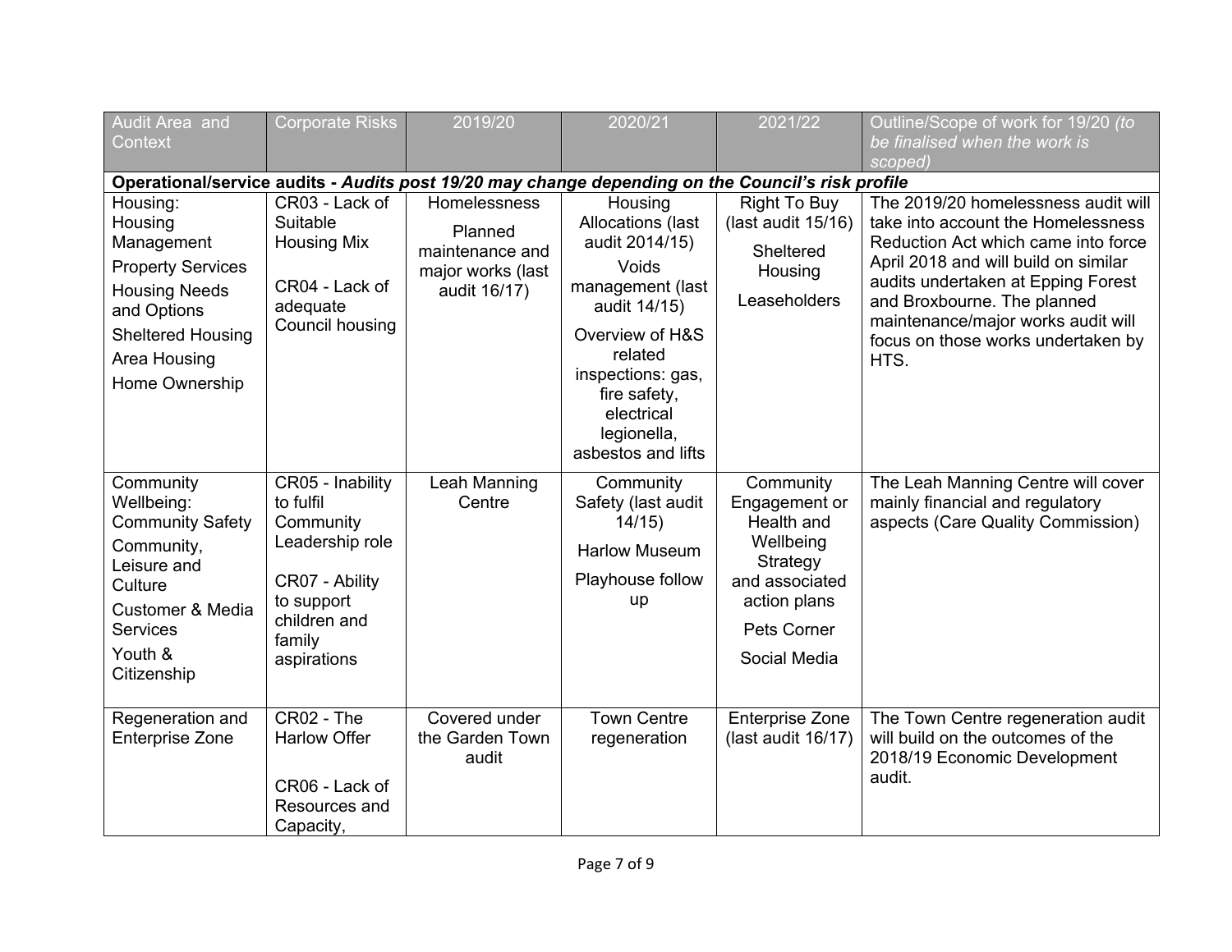| Audit Area and Context | Corporate Risks | 2019/20 | 2020/21 | 2021/22 | Outline/Scope of work for 19/20 *(to be finalised when the work is scoped)* |
|---|---|---|---|---|---|
| **Operational/service audits -** ***Audits post 19/20 may change depending on the Council's risk profile*** | | | | | |
| Housing:<br>Housing Management<br>Property Services<br>Housing Needs and Options<br>Sheltered Housing<br>Area Housing<br>Home Ownership | CR03 - Lack of Suitable Housing Mix<br><br>CR04 - Lack of adequate Council housing | Homelessness<br><br>Planned maintenance and major works (last audit 16/17) | Housing Allocations (last audit 2014/15)<br><br>Voids management (last audit 14/15)<br><br>Overview of H&S related inspections: gas, fire safety, electrical legionella, asbestos and lifts | Right To Buy (last audit 15/16)<br><br>Sheltered Housing<br><br>Leaseholders | The 2019/20 homelessness audit will take into account the Homelessness Reduction Act which came into force April 2018 and will build on similar audits undertaken at Epping Forest and Broxbourne. The planned maintenance/major works audit will focus on those works undertaken by HTS. |
| Community Wellbeing:<br>Community Safety<br>Community, Leisure and Culture<br>Customer & Media Services<br>Youth & Citizenship | CR05 - Inability to fulfil Community Leadership role<br><br>CR07 - Ability to support children and family aspirations | Leah Manning Centre | Community Safety (last audit 14/15)<br><br>Harlow Museum<br><br>Playhouse follow up | Community Engagement or Health and Wellbeing Strategy and associated action plans<br><br>Pets Corner<br><br>Social Media | The Leah Manning Centre will cover mainly financial and regulatory aspects (Care Quality Commission) |
| Regeneration and Enterprise Zone | CR02 - The Harlow Offer<br><br>CR06 - Lack of Resources and Capacity, | Covered under the Garden Town audit | Town Centre regeneration | Enterprise Zone (last audit 16/17) | The Town Centre regeneration audit will build on the outcomes of the 2018/19 Economic Development audit. |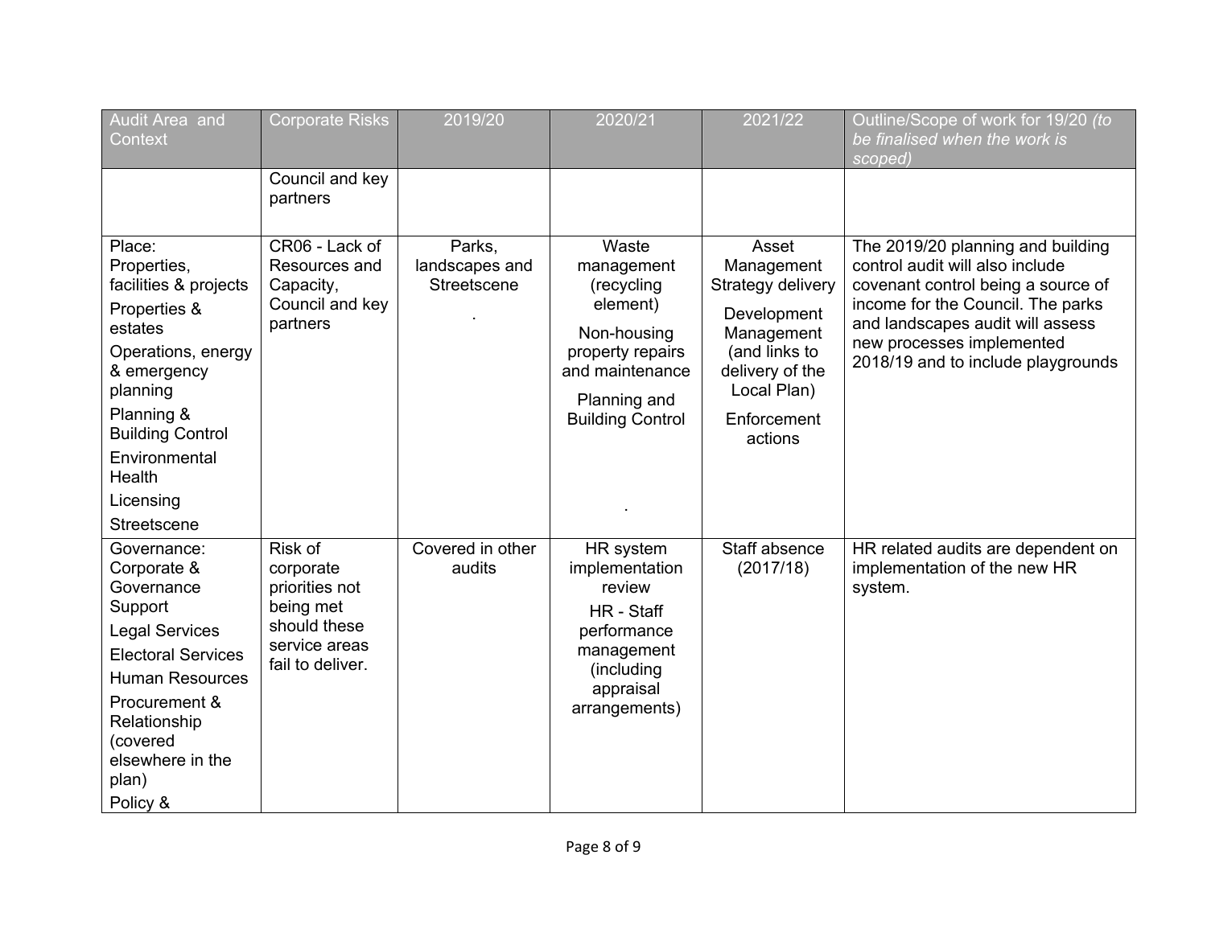| Audit Area and Context | Corporate Risks | 2019/20 | 2020/21 | 2021/22 | Outline/Scope of work for 19/20 *(to be finalised when the work is scoped)* |
|---|---|---|---|---|---|
| | Council and key partners | | | | |
| Place: Properties, facilities & projects<br>Properties & estates<br>Operations, energy & emergency planning<br>Planning & Building Control<br>Environmental Health<br>Licensing<br>Streetscene | CR06 - Lack of Resources and Capacity, Council and key partners | Parks, landscapes and Streetscene<br>. | Waste management (recycling element)<br>Non-housing property repairs and maintenance<br>Planning and Building Control<br>. | Asset Management Strategy delivery<br>Development Management (and links to delivery of the Local Plan)<br>Enforcement actions | The 2019/20 planning and building control audit will also include covenant control being a source of income for the Council. The parks and landscapes audit will assess new processes implemented 2018/19 and to include playgrounds |
| Governance: Corporate & Governance Support<br>Legal Services<br>Electoral Services<br>Human Resources<br>Procurement & Relationship (covered elsewhere in the plan)<br>Policy & | Risk of corporate priorities not being met should these service areas fail to deliver. | Covered in other audits | HR system implementation review<br>HR - Staff performance management (including appraisal arrangements) | Staff absence (2017/18) | HR related audits are dependent on implementation of the new HR system. |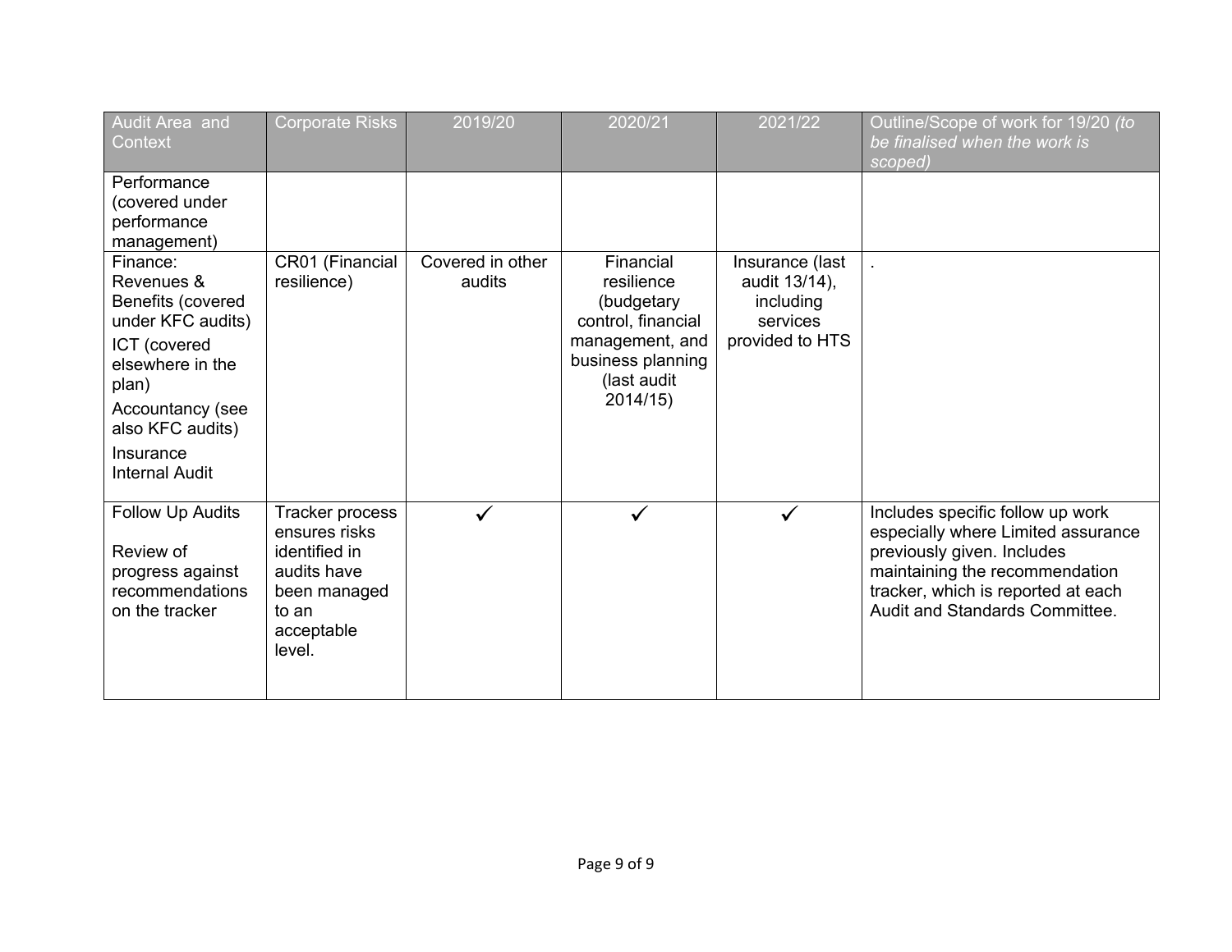| Audit Area and Context | Corporate Risks | 2019/20 | 2020/21 | 2021/22 | Outline/Scope of work for 19/20 *(to be finalised when the work is scoped)* |
|---|---|---|---|---|---|
| Performance (covered under performance management) | | | | | |
| Finance: Revenues & Benefits (covered under KFC audits) ICT (covered elsewhere in the plan) Accountancy (see also KFC audits) Insurance Internal Audit | CR01 (Financial resilience) | Covered in other audits | Financial resilience (budgetary control, financial management, and business planning (last audit 2014/15) | Insurance (last audit 13/14), including services provided to HTS | . |
| Follow Up Audits<br><br>Review of progress against recommendations on the tracker | Tracker process ensures risks identified in audits have been managed to an acceptable level. | ✓ | ✓ | ✓ | Includes specific follow up work especially where Limited assurance previously given. Includes maintaining the recommendation tracker, which is reported at each Audit and Standards Committee. |